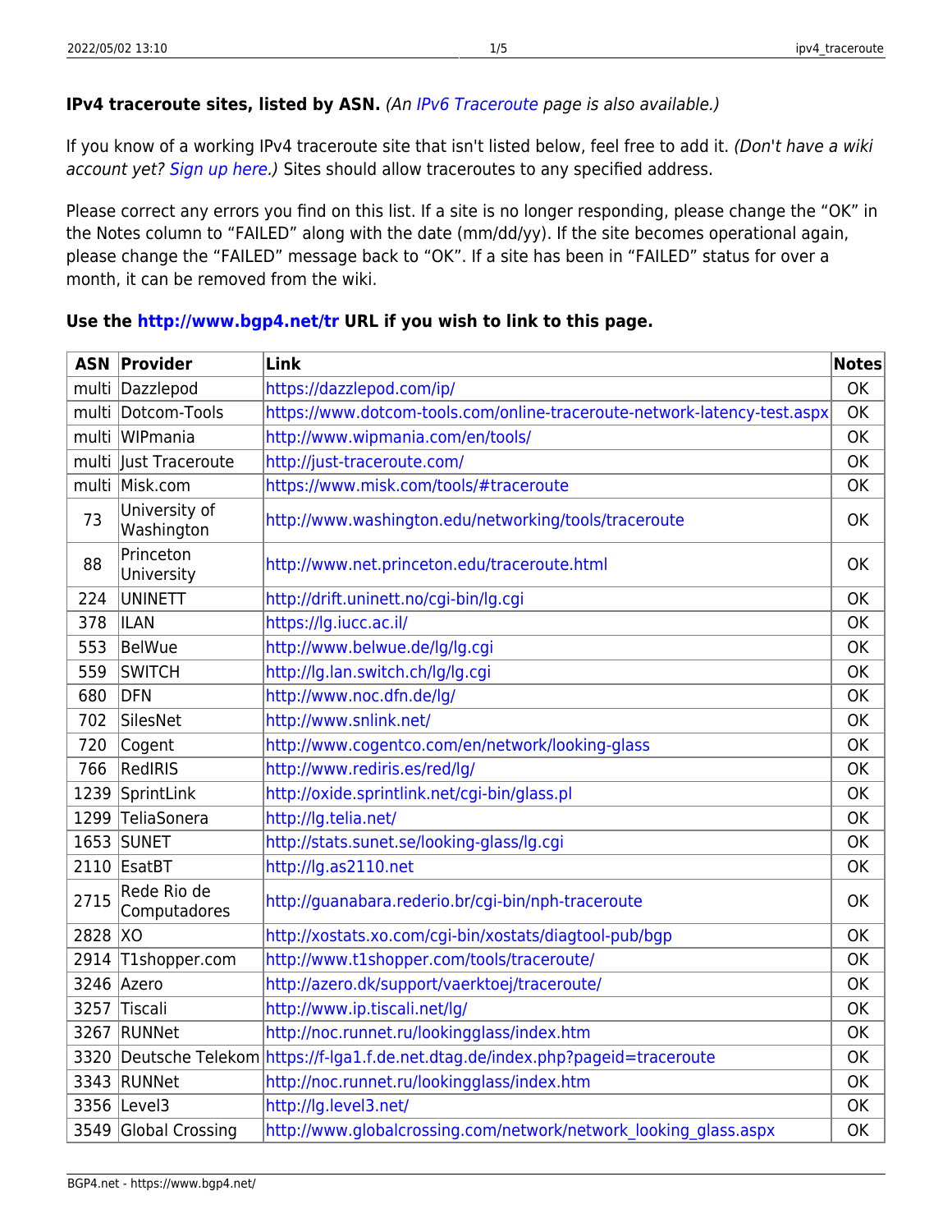**IPv4 traceroute sites, listed by ASN.** *(An IPv6 Traceroute page is also available.)*

If you know of a working IPv4 traceroute site that isn't listed below, feel free to add it. *(Don't have a wiki account yet? Sign up here.)* Sites should allow traceroutes to any specified address.

Please correct any errors you find on this list. If a site is no longer responding, please change the "OK" in the Notes column to "FAILED" along with the date (mm/dd/yy). If the site becomes operational again, please change the "FAILED" message back to "OK". If a site has been in "FAILED" status for over a month, it can be removed from the wiki.

**Use the http://www.bgp4.net/tr URL if you wish to link to this page.**

| ASN | Provider | Link | Notes |
|---|---|---|---|
| multi | Dazzlepod | https://dazzlepod.com/ip/ | OK |
| multi | Dotcom-Tools | https://www.dotcom-tools.com/online-traceroute-network-latency-test.aspx | OK |
| multi | WIPmania | http://www.wipmania.com/en/tools/ | OK |
| multi | Just Traceroute | http://just-traceroute.com/ | OK |
| multi | Misk.com | https://www.misk.com/tools/#traceroute | OK |
| 73 | University of Washington | http://www.washington.edu/networking/tools/traceroute | OK |
| 88 | Princeton University | http://www.net.princeton.edu/traceroute.html | OK |
| 224 | UNINETT | http://drift.uninett.no/cgi-bin/lg.cgi | OK |
| 378 | ILAN | https://lg.iucc.ac.il/ | OK |
| 553 | BelWue | http://www.belwue.de/lg/lg.cgi | OK |
| 559 | SWITCH | http://lg.lan.switch.ch/lg/lg.cgi | OK |
| 680 | DFN | http://www.noc.dfn.de/lg/ | OK |
| 702 | SilesNet | http://www.snlink.net/ | OK |
| 720 | Cogent | http://www.cogentco.com/en/network/looking-glass | OK |
| 766 | RedIRIS | http://www.rediris.es/red/lg/ | OK |
| 1239 | SprintLink | http://oxide.sprintlink.net/cgi-bin/glass.pl | OK |
| 1299 | TeliaSonera | http://lg.telia.net/ | OK |
| 1653 | SUNET | http://stats.sunet.se/looking-glass/lg.cgi | OK |
| 2110 | EsatBT | http://lg.as2110.net | OK |
| 2715 | Rede Rio de Computadores | http://guanabara.rederio.br/cgi-bin/nph-traceroute | OK |
| 2828 | XO | http://xostats.xo.com/cgi-bin/xostats/diagtool-pub/bgp | OK |
| 2914 | T1shopper.com | http://www.t1shopper.com/tools/traceroute/ | OK |
| 3246 | Azero | http://azero.dk/support/vaerktoej/traceroute/ | OK |
| 3257 | Tiscali | http://www.ip.tiscali.net/lg/ | OK |
| 3267 | RUNNet | http://noc.runnet.ru/lookingglass/index.htm | OK |
| 3320 | Deutsche Telekom | https://f-lga1.f.de.net.dtag.de/index.php?pageid=traceroute | OK |
| 3343 | RUNNet | http://noc.runnet.ru/lookingglass/index.htm | OK |
| 3356 | Level3 | http://lg.level3.net/ | OK |
| 3549 | Global Crossing | http://www.globalcrossing.com/network/network_looking_glass.aspx | OK |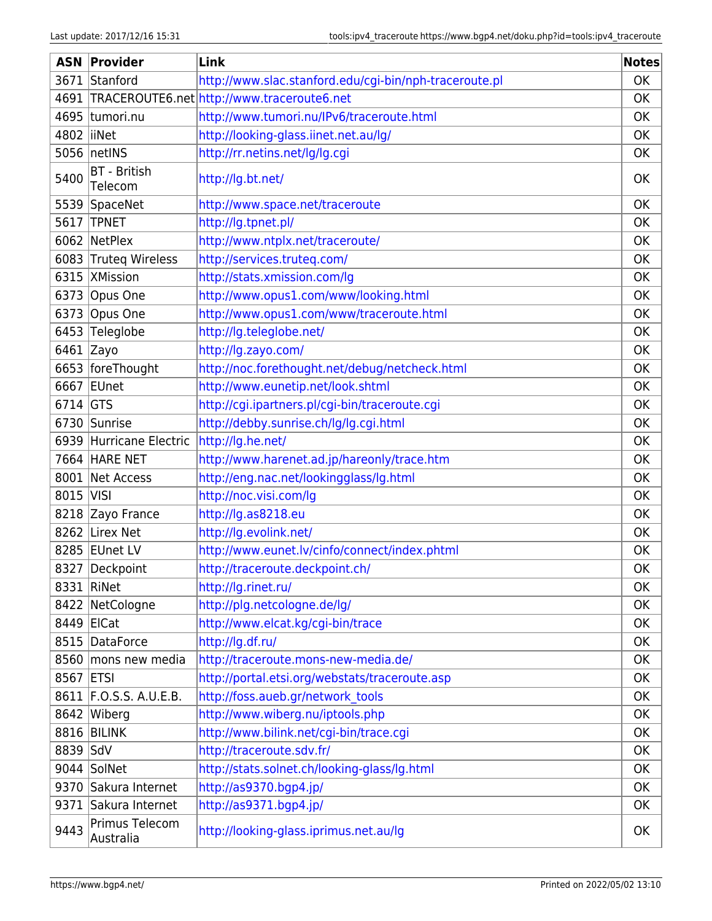| ASN | Provider | Link | Notes |
|---|---|---|---|
| 3671 | Stanford | http://www.slac.stanford.edu/cgi-bin/nph-traceroute.pl | OK |
| 4691 | TRACEROUTE6.net | http://www.traceroute6.net | OK |
| 4695 | tumori.nu | http://www.tumori.nu/IPv6/traceroute.html | OK |
| 4802 | iiNet | http://looking-glass.iinet.net.au/lg/ | OK |
| 5056 | netINS | http://rr.netins.net/lg/lg.cgi | OK |
| 5400 | BT - British Telecom | http://lg.bt.net/ | OK |
| 5539 | SpaceNet | http://www.space.net/traceroute | OK |
| 5617 | TPNET | http://lg.tpnet.pl/ | OK |
| 6062 | NetPlex | http://www.ntplx.net/traceroute/ | OK |
| 6083 | Truteq Wireless | http://services.truteq.com/ | OK |
| 6315 | XMission | http://stats.xmission.com/lg | OK |
| 6373 | Opus One | http://www.opus1.com/www/looking.html | OK |
| 6373 | Opus One | http://www.opus1.com/www/traceroute.html | OK |
| 6453 | Teleglobe | http://lg.teleglobe.net/ | OK |
| 6461 | Zayo | http://lg.zayo.com/ | OK |
| 6653 | foreThought | http://noc.forethought.net/debug/netcheck.html | OK |
| 6667 | EUnet | http://www.eunetip.net/look.shtml | OK |
| 6714 | GTS | http://cgi.ipartners.pl/cgi-bin/traceroute.cgi | OK |
| 6730 | Sunrise | http://debby.sunrise.ch/lg/lg.cgi.html | OK |
| 6939 | Hurricane Electric | http://lg.he.net/ | OK |
| 7664 | HARE NET | http://www.harenet.ad.jp/hareonly/trace.htm | OK |
| 8001 | Net Access | http://eng.nac.net/lookingglass/lg.html | OK |
| 8015 | VISI | http://noc.visi.com/lg | OK |
| 8218 | Zayo France | http://lg.as8218.eu | OK |
| 8262 | Lirex Net | http://lg.evolink.net/ | OK |
| 8285 | EUnet LV | http://www.eunet.lv/cinfo/connect/index.phtml | OK |
| 8327 | Deckpoint | http://traceroute.deckpoint.ch/ | OK |
| 8331 | RiNet | http://lg.rinet.ru/ | OK |
| 8422 | NetCologne | http://plg.netcologne.de/lg/ | OK |
| 8449 | ElCat | http://www.elcat.kg/cgi-bin/trace | OK |
| 8515 | DataForce | http://lg.df.ru/ | OK |
| 8560 | mons new media | http://traceroute.mons-new-media.de/ | OK |
| 8567 | ETSI | http://portal.etsi.org/webstats/traceroute.asp | OK |
| 8611 | F.O.S.S. A.U.E.B. | http://foss.aueb.gr/network_tools | OK |
| 8642 | Wiberg | http://www.wiberg.nu/iptools.php | OK |
| 8816 | BILINK | http://www.bilink.net/cgi-bin/trace.cgi | OK |
| 8839 | SdV | http://traceroute.sdv.fr/ | OK |
| 9044 | SolNet | http://stats.solnet.ch/looking-glass/lg.html | OK |
| 9370 | Sakura Internet | http://as9370.bgp4.jp/ | OK |
| 9371 | Sakura Internet | http://as9371.bgp4.jp/ | OK |
| 9443 | Primus Telecom Australia | http://looking-glass.iprimus.net.au/lg | OK |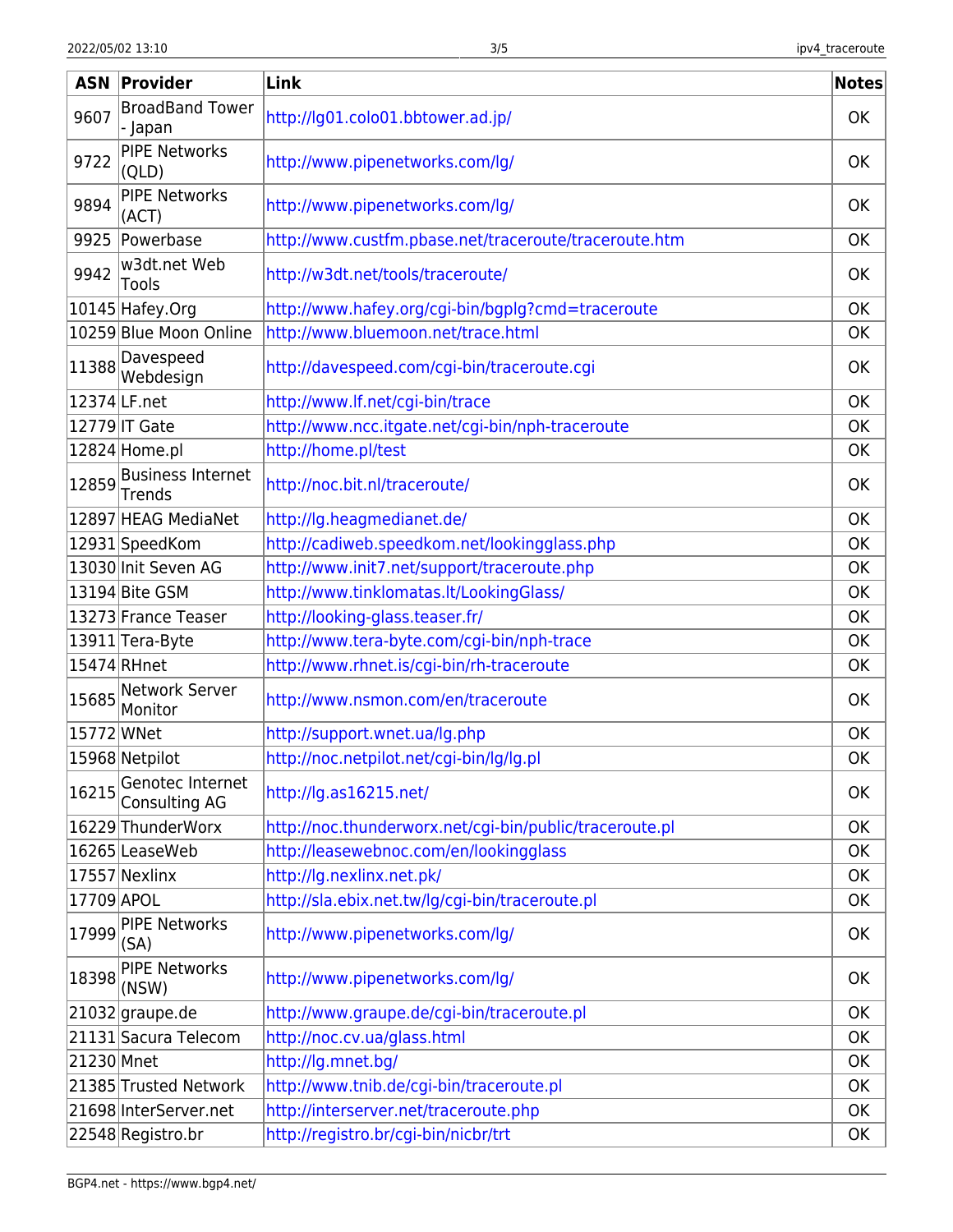| ASN | Provider | Link | Notes |
|---|---|---|---|
| 9607 | BroadBand Tower - Japan | http://lg01.colo01.bbtower.ad.jp/ | OK |
| 9722 | PIPE Networks (QLD) | http://www.pipenetworks.com/lg/ | OK |
| 9894 | PIPE Networks (ACT) | http://www.pipenetworks.com/lg/ | OK |
| 9925 | Powerbase | http://www.custfm.pbase.net/traceroute/traceroute.htm | OK |
| 9942 | w3dt.net Web Tools | http://w3dt.net/tools/traceroute/ | OK |
| 10145 | Hafey.Org | http://www.hafey.org/cgi-bin/bgplg?cmd=traceroute | OK |
| 10259 | Blue Moon Online | http://www.bluemoon.net/trace.html | OK |
| 11388 | Davespeed Webdesign | http://davespeed.com/cgi-bin/traceroute.cgi | OK |
| 12374 | LF.net | http://www.lf.net/cgi-bin/trace | OK |
| 12779 | IT Gate | http://www.ncc.itgate.net/cgi-bin/nph-traceroute | OK |
| 12824 | Home.pl | http://home.pl/test | OK |
| 12859 | Business Internet Trends | http://noc.bit.nl/traceroute/ | OK |
| 12897 | HEAG MediaNet | http://lg.heagmedianet.de/ | OK |
| 12931 | SpeedKom | http://cadiweb.speedkom.net/lookingglass.php | OK |
| 13030 | Init Seven AG | http://www.init7.net/support/traceroute.php | OK |
| 13194 | Bite GSM | http://www.tinklomatas.lt/LookingGlass/ | OK |
| 13273 | France Teaser | http://looking-glass.teaser.fr/ | OK |
| 13911 | Tera-Byte | http://www.tera-byte.com/cgi-bin/nph-trace | OK |
| 15474 | RHnet | http://www.rhnet.is/cgi-bin/rh-traceroute | OK |
| 15685 | Network Server Monitor | http://www.nsmon.com/en/traceroute | OK |
| 15772 | WNet | http://support.wnet.ua/lg.php | OK |
| 15968 | Netpilot | http://noc.netpilot.net/cgi-bin/lg/lg.pl | OK |
| 16215 | Genotec Internet Consulting AG | http://lg.as16215.net/ | OK |
| 16229 | ThunderWorx | http://noc.thunderworx.net/cgi-bin/public/traceroute.pl | OK |
| 16265 | LeaseWeb | http://leasewebnoc.com/en/lookingglass | OK |
| 17557 | Nexlinx | http://lg.nexlinx.net.pk/ | OK |
| 17709 | APOL | http://sla.ebix.net.tw/lg/cgi-bin/traceroute.pl | OK |
| 17999 | PIPE Networks (SA) | http://www.pipenetworks.com/lg/ | OK |
| 18398 | PIPE Networks (NSW) | http://www.pipenetworks.com/lg/ | OK |
| 21032 | graupe.de | http://www.graupe.de/cgi-bin/traceroute.pl | OK |
| 21131 | Sacura Telecom | http://noc.cv.ua/glass.html | OK |
| 21230 | Mnet | http://lg.mnet.bg/ | OK |
| 21385 | Trusted Network | http://www.tnib.de/cgi-bin/traceroute.pl | OK |
| 21698 | InterServer.net | http://interserver.net/traceroute.php | OK |
| 22548 | Registro.br | http://registro.br/cgi-bin/nicbr/trt | OK |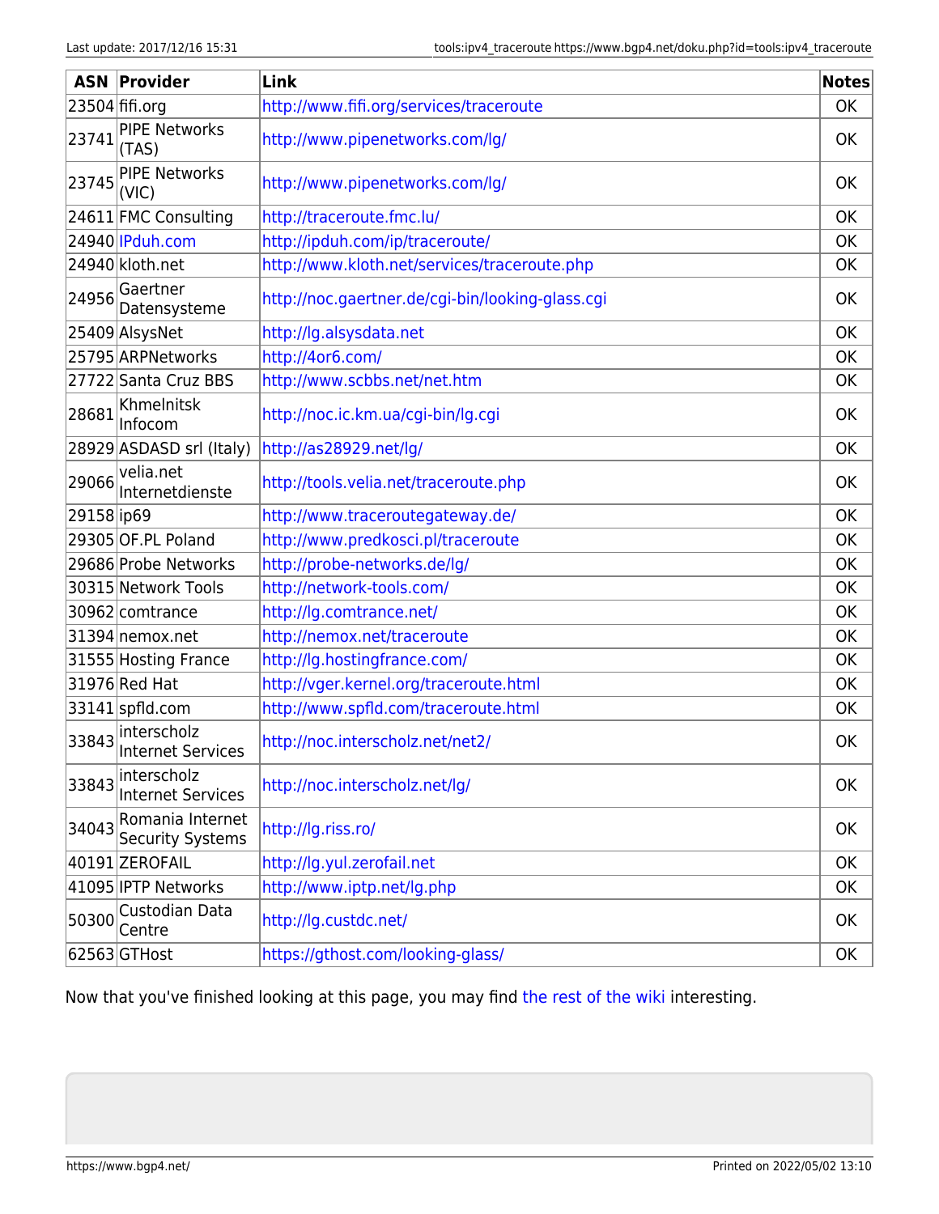| ASN | Provider | Link | Notes |
|---|---|---|---|
| 23504 | fifi.org | http://www.fifi.org/services/traceroute | OK |
| 23741 | PIPE Networks (TAS) | http://www.pipenetworks.com/lg/ | OK |
| 23745 | PIPE Networks (VIC) | http://www.pipenetworks.com/lg/ | OK |
| 24611 | FMC Consulting | http://traceroute.fmc.lu/ | OK |
| 24940 | IPduh.com | http://ipduh.com/ip/traceroute/ | OK |
| 24940 | kloth.net | http://www.kloth.net/services/traceroute.php | OK |
| 24956 | Gaertner Datensysteme | http://noc.gaertner.de/cgi-bin/looking-glass.cgi | OK |
| 25409 | AlsysNet | http://lg.alsysdata.net | OK |
| 25795 | ARPNetworks | http://4or6.com/ | OK |
| 27722 | Santa Cruz BBS | http://www.scbbs.net/net.htm | OK |
| 28681 | Khmelnitsk Infocom | http://noc.ic.km.ua/cgi-bin/lg.cgi | OK |
| 28929 | ASDASD srl (Italy) | http://as28929.net/lg/ | OK |
| 29066 | velia.net Internetdienste | http://tools.velia.net/traceroute.php | OK |
| 29158 | ip69 | http://www.traceroutegateway.de/ | OK |
| 29305 | OF.PL Poland | http://www.predkosci.pl/traceroute | OK |
| 29686 | Probe Networks | http://probe-networks.de/lg/ | OK |
| 30315 | Network Tools | http://network-tools.com/ | OK |
| 30962 | comtrance | http://lg.comtrance.net/ | OK |
| 31394 | nemox.net | http://nemox.net/traceroute | OK |
| 31555 | Hosting France | http://lg.hostingfrance.com/ | OK |
| 31976 | Red Hat | http://vger.kernel.org/traceroute.html | OK |
| 33141 | spfld.com | http://www.spfld.com/traceroute.html | OK |
| 33843 | interscholz Internet Services | http://noc.interscholz.net/net2/ | OK |
| 33843 | interscholz Internet Services | http://noc.interscholz.net/lg/ | OK |
| 34043 | Romania Internet Security Systems | http://lg.riss.ro/ | OK |
| 40191 | ZEROFAIL | http://lg.yul.zerofail.net | OK |
| 41095 | IPTP Networks | http://www.iptp.net/lg.php | OK |
| 50300 | Custodian Data Centre | http://lg.custdc.net/ | OK |
| 62563 | GTHost | https://gthost.com/looking-glass/ | OK |

Now that you've finished looking at this page, you may find the rest of the wiki interesting.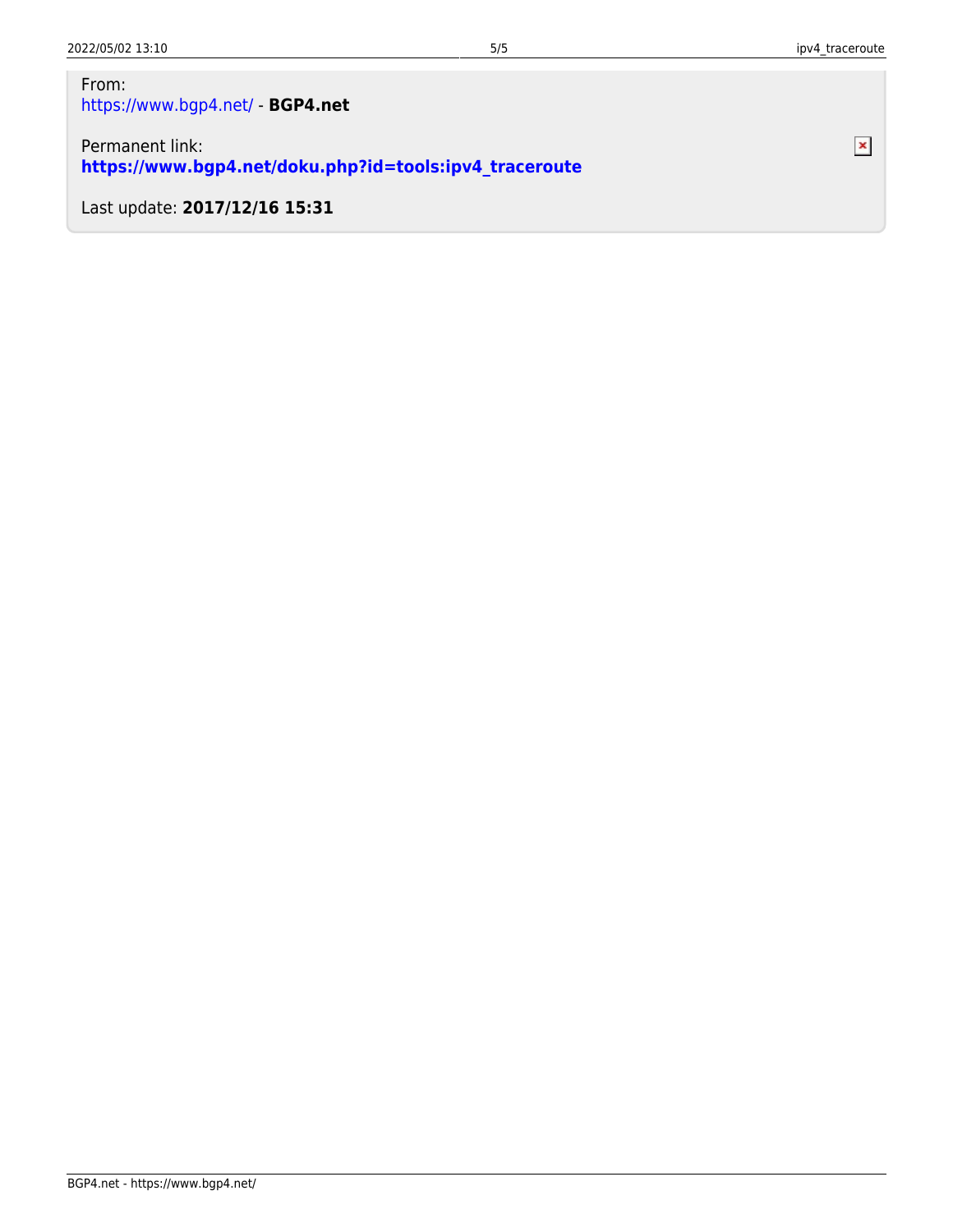From:
https://www.bgp4.net/ - **BGP4.net**

Permanent link:
**https://www.bgp4.net/doku.php?id=tools:ipv4_traceroute**

Last update: **2017/12/16 15:31**